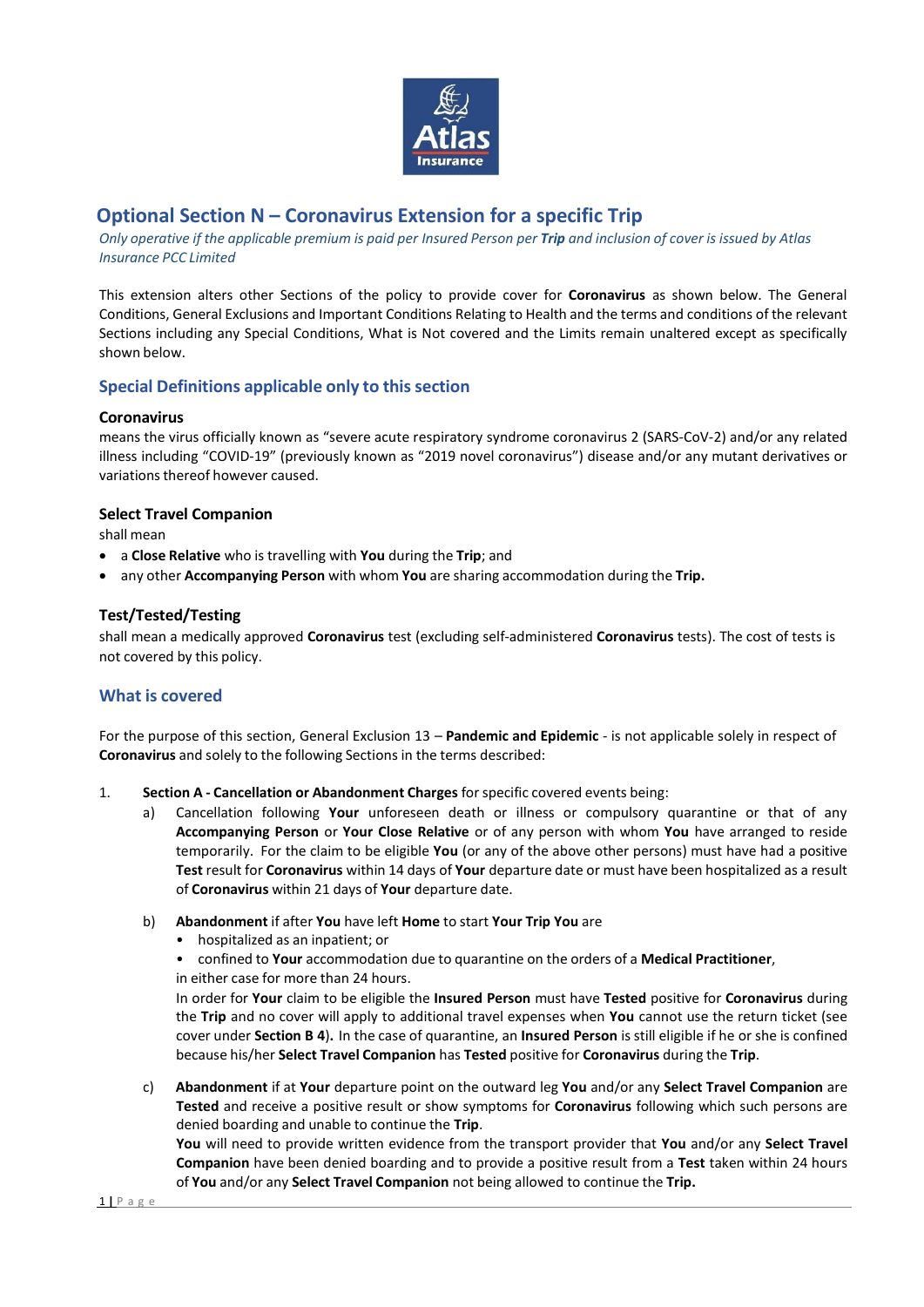# Optional Section N – Coronavirus Extension for a specific Trip

*Only operative if the applicable premium is paid per Insured Person per **Trip** and inclusion of cover is issued by Atlas Insurance PCC Limited*

This extension alters other Sections of the policy to provide cover for **Coronavirus** as shown below. The General Conditions, General Exclusions and Important Conditions Relating to Health and the terms and conditions of the relevant Sections including any Special Conditions, What is Not covered and the Limits remain unaltered except as specifically shown below.

## Special Definitions applicable only to this section

### Coronavirus

means the virus officially known as "severe acute respiratory syndrome coronavirus 2 (SARS-CoV-2) and/or any related illness including "COVID-19" (previously known as "2019 novel coronavirus") disease and/or any mutant derivatives or variations thereof however caused.

### Select Travel Companion

shall mean

- a **Close Relative** who is travelling with **You** during the **Trip**; and
- any other **Accompanying Person** with whom **You** are sharing accommodation during the **Trip.**

### Test/Tested/Testing

shall mean a medically approved **Coronavirus** test (excluding self-administered **Coronavirus** tests). The cost of tests is not covered by this policy.

## What is covered

For the purpose of this section, General Exclusion 13 – **Pandemic and Epidemic** - is not applicable solely in respect of **Coronavirus** and solely to the following Sections in the terms described:

1. **Section A - Cancellation or Abandonment Charges** for specific covered events being:

   a) Cancellation following **Your** unforeseen death or illness or compulsory quarantine or that of any **Accompanying Person** or **Your Close Relative** or of any person with whom **You** have arranged to reside temporarily. For the claim to be eligible **You** (or any of the above other persons) must have had a positive **Test** result for **Coronavirus** within 14 days of **Your** departure date or must have been hospitalized as a result of **Coronavirus** within 21 days of **Your** departure date.

   b) **Abandonment** if after **You** have left **Home** to start **Your Trip You** are
      - hospitalized as an inpatient; or
      - confined to **Your** accommodation due to quarantine on the orders of a **Medical Practitioner**,

      in either case for more than 24 hours.
      In order for **Your** claim to be eligible the **Insured Person** must have **Tested** positive for **Coronavirus** during the **Trip** and no cover will apply to additional travel expenses when **You** cannot use the return ticket (see cover under **Section B 4**). In the case of quarantine, an **Insured Person** is still eligible if he or she is confined because his/her **Select Travel Companion** has **Tested** positive for **Coronavirus** during the **Trip**.

   c) **Abandonment** if at **Your** departure point on the outward leg **You** and/or any **Select Travel Companion** are **Tested** and receive a positive result or show symptoms for **Coronavirus** following which such persons are denied boarding and unable to continue the **Trip**.
      **You** will need to provide written evidence from the transport provider that **You** and/or any **Select Travel Companion** have been denied boarding and to provide a positive result from a **Test** taken within 24 hours of **You** and/or any **Select Travel Companion** not being allowed to continue the **Trip.**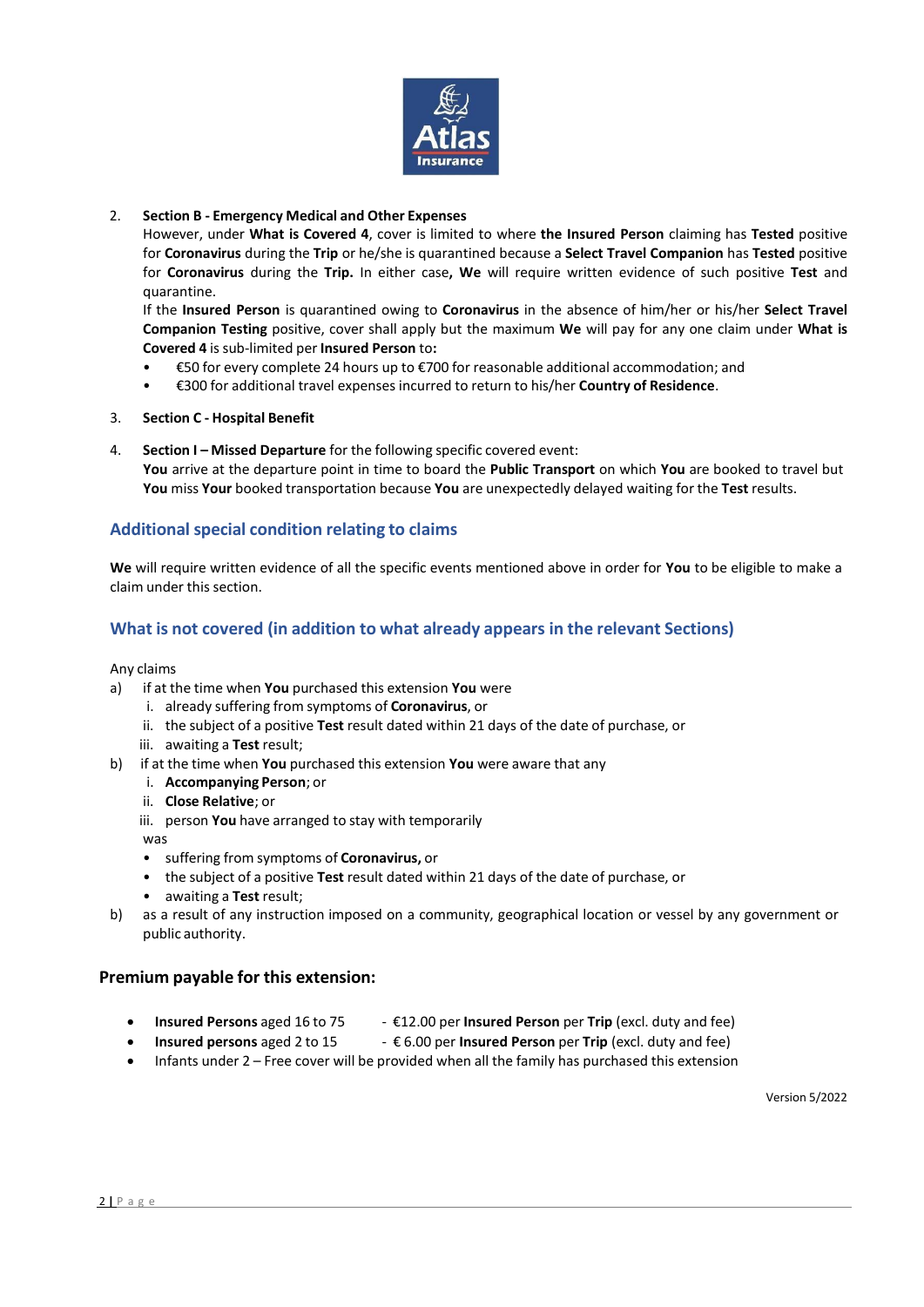2. **Section B - Emergency Medical and Other Expenses**
   However, under **What is Covered 4**, cover is limited to where **the Insured Person** claiming has **Tested** positive for **Coronavirus** during the **Trip** or he/she is quarantined because a **Select Travel Companion** has **Tested** positive for **Coronavirus** during the **Trip.** In either case**, We** will require written evidence of such positive **Test** and quarantine.
   If the **Insured Person** is quarantined owing to **Coronavirus** in the absence of him/her or his/her **Select Travel Companion Testing** positive, cover shall apply but the maximum **We** will pay for any one claim under **What is Covered 4** is sub-limited per **Insured Person** to**:**
   - €50 for every complete 24 hours up to €700 for reasonable additional accommodation; and
   - €300 for additional travel expenses incurred to return to his/her **Country of Residence**.

3. **Section C - Hospital Benefit**

4. **Section I – Missed Departure** for the following specific covered event:
   **You** arrive at the departure point in time to board the **Public Transport** on which **You** are booked to travel but **You** miss **Your** booked transportation because **You** are unexpectedly delayed waiting for the **Test** results.

## Additional special condition relating to claims

**We** will require written evidence of all the specific events mentioned above in order for **You** to be eligible to make a claim under this section.

## What is not covered (in addition to what already appears in the relevant Sections)

Any claims

a) if at the time when **You** purchased this extension **You** were
   i. already suffering from symptoms of **Coronavirus**, or
   ii. the subject of a positive **Test** result dated within 21 days of the date of purchase, or
   iii. awaiting a **Test** result;

b) if at the time when **You** purchased this extension **You** were aware that any
   i. **Accompanying Person**; or
   ii. **Close Relative**; or
   iii. person **You** have arranged to stay with temporarily

   was
   - suffering from symptoms of **Coronavirus,** or
   - the subject of a positive **Test** result dated within 21 days of the date of purchase, or
   - awaiting a **Test** result;

b) as a result of any instruction imposed on a community, geographical location or vessel by any government or public authority.

## Premium payable for this extension:

- **Insured Persons** aged 16 to 75 - €12.00 per **Insured Person** per **Trip** (excl. duty and fee)
- **Insured persons** aged 2 to 15 - € 6.00 per **Insured Person** per **Trip** (excl. duty and fee)
- Infants under 2 – Free cover will be provided when all the family has purchased this extension

Version 5/2022